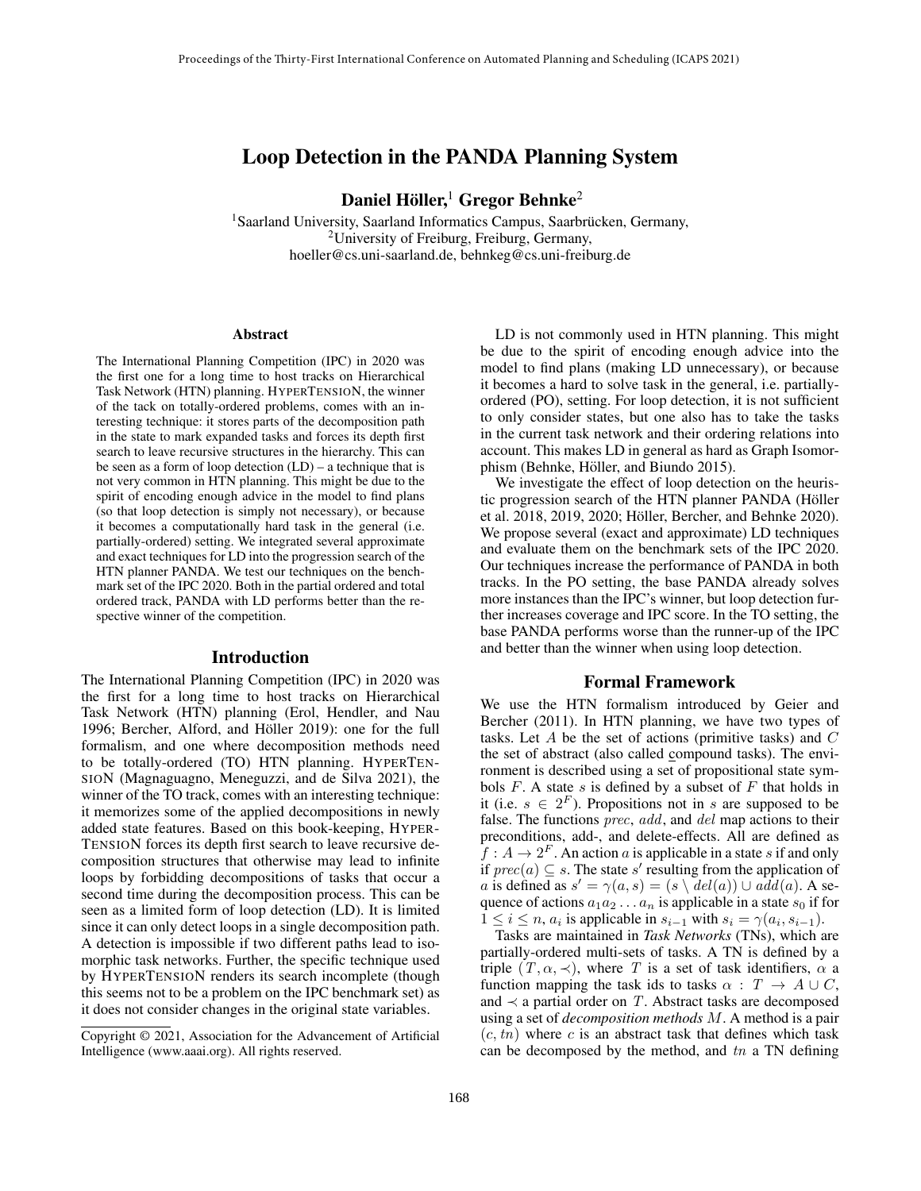# Loop Detection in the PANDA Planning System

**Daniel Höller,[1] Gregor Behnke[2]**

[1]Saarland University, Saarland Informatics Campus, Saarbrücken, Germany,
[2]University of Freiburg, Freiburg, Germany,
hoeller@cs.uni-saarland.de, behnkeg@cs.uni-freiburg.de

### Abstract

The International Planning Competition (IPC) in 2020 was the first one for a long time to host tracks on Hierarchical Task Network (HTN) planning. HYPERTENSION, the winner of the tack on totally-ordered problems, comes with an interesting technique: it stores parts of the decomposition path in the state to mark expanded tasks and forces its depth first search to leave recursive structures in the hierarchy. This can be seen as a form of loop detection (LD) – a technique that is not very common in HTN planning. This might be due to the spirit of encoding enough advice in the model to find plans (so that loop detection is simply not necessary), or because it becomes a computationally hard task in the general (i.e. partially-ordered) setting. We integrated several approximate and exact techniques for LD into the progression search of the HTN planner PANDA. We test our techniques on the benchmark set of the IPC 2020. Both in the partial ordered and total ordered track, PANDA with LD performs better than the respective winner of the competition.

## Introduction

The International Planning Competition (IPC) in 2020 was the first for a long time to host tracks on Hierarchical Task Network (HTN) planning (Erol, Hendler, and Nau 1996; Bercher, Alford, and Höller 2019): one for the full formalism, and one where decomposition methods need to be totally-ordered (TO) HTN planning. HYPERTENSION (Magnaguagno, Meneguzzi, and de Silva 2021), the winner of the TO track, comes with an interesting technique: it memorizes some of the applied decompositions in newly added state features. Based on this book-keeping, HYPERTENSION forces its depth first search to leave recursive decomposition structures that otherwise may lead to infinite loops by forbidding decompositions of tasks that occur a second time during the decomposition process. This can be seen as a limited form of loop detection (LD). It is limited since it can only detect loops in a single decomposition path. A detection is impossible if two different paths lead to isomorphic task networks. Further, the specific technique used by HYPERTENSION renders its search incomplete (though this seems not to be a problem on the IPC benchmark set) as it does not consider changes in the original state variables.

Copyright © 2021, Association for the Advancement of Artificial Intelligence (www.aaai.org). All rights reserved.

LD is not commonly used in HTN planning. This might be due to the spirit of encoding enough advice into the model to find plans (making LD unnecessary), or because it becomes a hard to solve task in the general, i.e. partially-ordered (PO), setting. For loop detection, it is not sufficient to only consider states, but one also has to take the tasks in the current task network and their ordering relations into account. This makes LD in general as hard as Graph Isomorphism (Behnke, Höller, and Biundo 2015).

We investigate the effect of loop detection on the heuristic progression search of the HTN planner PANDA (Höller et al. 2018, 2019, 2020; Höller, Bercher, and Behnke 2020). We propose several (exact and approximate) LD techniques and evaluate them on the benchmark sets of the IPC 2020. Our techniques increase the performance of PANDA in both tracks. In the PO setting, the base PANDA already solves more instances than the IPC's winner, but loop detection further increases coverage and IPC score. In the TO setting, the base PANDA performs worse than the runner-up of the IPC and better than the winner when using loop detection.

## Formal Framework

We use the HTN formalism introduced by Geier and Bercher (2011). In HTN planning, we have two types of tasks. Let $A$ be the set of actions (primitive tasks) and $C$ the set of abstract (also called compound tasks). The environment is described using a set of propositional state symbols $F$. A state $s$ is defined by a subset of $F$ that holds in it (i.e. $s \in 2^F$). Propositions not in $s$ are supposed to be false. The functions $prec$, $add$, and $del$ map actions to their preconditions, add-, and delete-effects. All are defined as $f : A \to 2^F$. An action $a$ is applicable in a state $s$ if and only if $prec(a) \subseteq s$. The state $s'$ resulting from the application of $a$ is defined as $s' = \gamma(a, s) = (s \setminus del(a)) \cup add(a)$. A sequence of actions $a_1 a_2 \ldots a_n$ is applicable in a state $s_0$ if for $1 \leq i \leq n$, $a_i$ is applicable in $s_{i-1}$ with $s_i = \gamma(a_i, s_{i-1})$.

Tasks are maintained in *Task Networks* (TNs), which are partially-ordered multi-sets of tasks. A TN is defined by a triple $(T, \alpha, \prec)$, where $T$ is a set of task identifiers, $\alpha$ a function mapping the task ids to tasks $\alpha : T \to A \cup C$, and $\prec$ a partial order on $T$. Abstract tasks are decomposed using a set of *decomposition methods* $M$. A method is a pair $(c, tn)$ where $c$ is an abstract task that defines which task can be decomposed by the method, and $tn$ a TN defining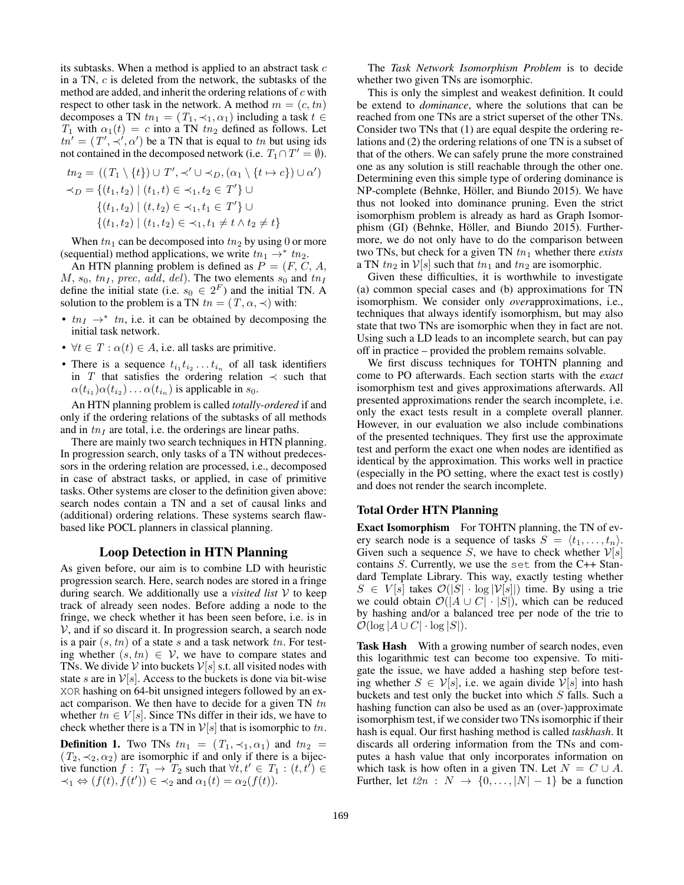its subtasks. When a method is applied to an abstract task $c$ in a TN, $c$ is deleted from the network, the subtasks of the method are added, and inherit the ordering relations of $c$ with respect to other task in the network. A method $m = (c, tn)$ decomposes a TN $tn_1 = (T_1, \prec_1, \alpha_1)$ including a task $t \in T_1$ with $\alpha_1(t) = c$ into a TN $tn_2$ defined as follows. Let $tn' = (T', \prec', \alpha')$ be a TN that is equal to $tn$ but using ids not contained in the decomposed network (i.e. $T_1 \cap T' = \emptyset$).

$$tn_2 = ((T_1 \setminus \{t\}) \cup T', \prec' \cup \prec_D, (\alpha_1 \setminus \{t \mapsto c\}) \cup \alpha')$$
$$\prec_D = \{(t_1, t_2) \mid (t_1, t) \in \prec_1, t_2 \in T'\} \cup \{(t_1, t_2) \mid (t, t_2) \in \prec_1, t_1 \in T'\} \cup \{(t_1, t_2) \mid (t_1, t_2) \in \prec_1, t_1 \neq t \wedge t_2 \neq t\}$$

When $tn_1$ can be decomposed into $tn_2$ by using 0 or more (sequential) method applications, we write $tn_1 \rightarrow^* tn_2$.

An HTN planning problem is defined as $P = (F, C, A, M, s_0, tn_I, prec, add, del)$. The two elements $s_0$ and $tn_I$ define the initial state (i.e. $s_0 \in 2^F$) and the initial TN. A solution to the problem is a TN $tn = (T, \alpha, \prec)$ with:

- $tn_I \rightarrow^* tn$, i.e. it can be obtained by decomposing the initial task network.
- $\forall t \in T : \alpha(t) \in A$, i.e. all tasks are primitive.
- There is a sequence $t_{i_1} t_{i_2} \dots t_{i_n}$ of all task identifiers in $T$ that satisfies the ordering relation $\prec$ such that $\alpha(t_{i_1})\alpha(t_{i_2}) \dots \alpha(t_{i_n})$ is applicable in $s_0$.

An HTN planning problem is called *totally-ordered* if and only if the ordering relations of the subtasks of all methods and in $tn_I$ are total, i.e. the orderings are linear paths.

There are mainly two search techniques in HTN planning. In progression search, only tasks of a TN without predecessors in the ordering relation are processed, i.e., decomposed in case of abstract tasks, or applied, in case of primitive tasks. Other systems are closer to the definition given above: search nodes contain a TN and a set of causal links and (additional) ordering relations. These systems search flaw-based like POCL planners in classical planning.

## Loop Detection in HTN Planning

As given before, our aim is to combine LD with heuristic progression search. Here, search nodes are stored in a fringe during search. We additionally use a *visited list* $\mathcal{V}$ to keep track of already seen nodes. Before adding a node to the fringe, we check whether it has been seen before, i.e. is in $\mathcal{V}$, and if so discard it. In progression search, a search node is a pair $(s, tn)$ of a state $s$ and a task network $tn$. For testing whether $(s, tn) \in \mathcal{V}$, we have to compare states and TNs. We divide $\mathcal{V}$ into buckets $\mathcal{V}[s]$ s.t. all visited nodes with state $s$ are in $\mathcal{V}[s]$. Access to the buckets is done via bit-wise XOR hashing on 64-bit unsigned integers followed by an exact comparison. We then have to decide for a given TN $tn$ whether $tn \in V[s]$. Since TNs differ in their ids, we have to check whether there is a TN in $\mathcal{V}[s]$ that is isomorphic to $tn$.

**Definition 1.** Two TNs $tn_1 = (T_1, \prec_1, \alpha_1)$ and $tn_2 = (T_2, \prec_2, \alpha_2)$ are isomorphic if and only if there is a bijective function $f : T_1 \rightarrow T_2$ such that $\forall t, t' \in T_1 : (t, t') \in \prec_1 \Leftrightarrow (f(t), f(t')) \in \prec_2$ and $\alpha_1(t) = \alpha_2(f(t))$.

The *Task Network Isomorphism Problem* is to decide whether two given TNs are isomorphic.

This is only the simplest and weakest definition. It could be extend to *dominance*, where the solutions that can be reached from one TNs are a strict superset of the other TNs. Consider two TNs that (1) are equal despite the ordering relations and (2) the ordering relations of one TN is a subset of that of the others. We can safely prune the more constrained one as any solution is still reachable through the other one. Determining even this simple type of ordering dominance is NP-complete (Behnke, Höller, and Biundo 2015). We have thus not looked into dominance pruning. Even the strict isomorphism problem is already as hard as Graph Isomorphism (GI) (Behnke, Höller, and Biundo 2015). Furthermore, we do not only have to do the comparison between two TNs, but check for a given TN $tn_1$ whether there *exists* a TN $tn_2$ in $\mathcal{V}[s]$ such that $tn_1$ and $tn_2$ are isomorphic.

Given these difficulties, it is worthwhile to investigate (a) common special cases and (b) approximations for TN isomorphism. We consider only *over*approximations, i.e., techniques that always identify isomorphism, but may also state that two TNs are isomorphic when they in fact are not. Using such a LD leads to an incomplete search, but can pay off in practice – provided the problem remains solvable.

We first discuss techniques for TOHTN planning and come to PO afterwards. Each section starts with the *exact* isomorphism test and gives approximations afterwards. All presented approximations render the search incomplete, i.e. only the exact tests result in a complete overall planner. However, in our evaluation we also include combinations of the presented techniques. They first use the approximate test and perform the exact one when nodes are identified as identical by the approximation. This works well in practice (especially in the PO setting, where the exact test is costly) and does not render the search incomplete.

### Total Order HTN Planning

**Exact Isomorphism** For TOHTN planning, the TN of every search node is a sequence of tasks $S = \langle t_1, \dots, t_n \rangle$. Given such a sequence $S$, we have to check whether $\mathcal{V}[s]$ contains $S$. Currently, we use the set from the C++ Standard Template Library. This way, exactly testing whether $S \in V[s]$ takes $\mathcal{O}(|S| \cdot \log |\mathcal{V}[s]|)$ time. By using a trie we could obtain $\mathcal{O}(|A \cup C| \cdot |S|)$, which can be reduced by hashing and/or a balanced tree per node of the trie to $\mathcal{O}(\log |A \cup C| \cdot \log |S|)$.

**Task Hash** With a growing number of search nodes, even this logarithmic test can become too expensive. To mitigate the issue, we have added a hashing step before testing whether $S \in \mathcal{V}[s]$, i.e. we again divide $\mathcal{V}[s]$ into hash buckets and test only the bucket into which $S$ falls. Such a hashing function can also be used as an (over-)approximate isomorphism test, if we consider two TNs isomorphic if their hash is equal. Our first hashing method is called *taskhash*. It discards all ordering information from the TNs and computes a hash value that only incorporates information on which task is how often in a given TN. Let $N = C \cup A$. Further, let $t2n : N \rightarrow \{0, \dots, |N| - 1\}$ be a function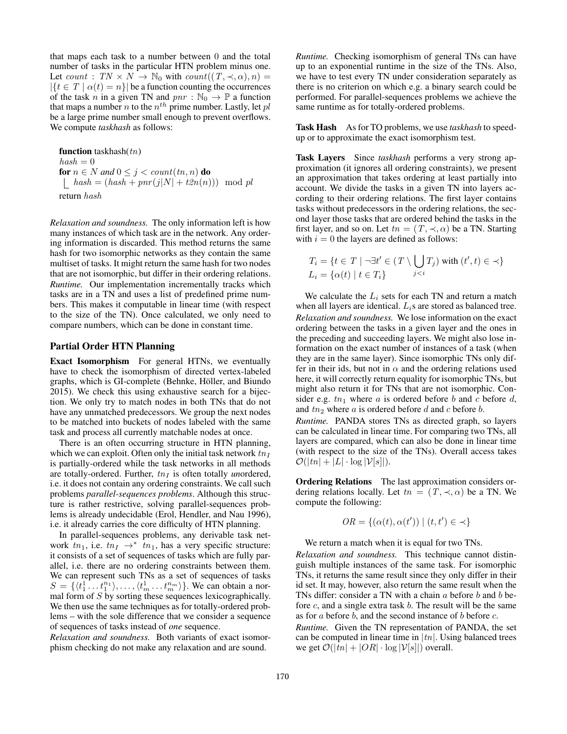that maps each task to a number between 0 and the total number of tasks in the particular HTN problem minus one. Let $count : TN \times N \to \mathbb{N}_0$ with $count((T, \prec, \alpha), n) = |\{t \in T \mid \alpha(t) = n\}|$ be a function counting the occurrences of the task $n$ in a given TN and $pnr : \mathbb{N}_0 \to \mathbb{P}$ a function that maps a number $n$ to the $n^{th}$ prime number. Lastly, let $pl$ be a large prime number small enough to prevent overflows. We compute *taskhash* as follows:

```
function taskhash(tn)
hash = 0
for n ∈ N and 0 ≤ j < count(tn, n) do
    hash = (hash + pnr(j|N| + t2n(n)))  mod pl
return hash
```

*Relaxation and soundness.* The only information left is how many instances of which task are in the network. Any ordering information is discarded. This method returns the same hash for two isomorphic networks as they contain the same multiset of tasks. It might return the same hash for two nodes that are not isomorphic, but differ in their ordering relations.

*Runtime.* Our implementation incrementally tracks which tasks are in a TN and uses a list of predefined prime numbers. This makes it computable in linear time (with respect to the size of the TN). Once calculated, we only need to compare numbers, which can be done in constant time.

## Partial Order HTN Planning

**Exact Isomorphism** For general HTNs, we eventually have to check the isomorphism of directed vertex-labeled graphs, which is GI-complete (Behnke, Höller, and Biundo 2015). We check this using exhaustive search for a bijection. We only try to match nodes in both TNs that do not have any unmatched predecessors. We group the next nodes to be matched into buckets of nodes labeled with the same task and process all currently matchable nodes at once.

There is an often occurring structure in HTN planning, which we can exploit. Often only the initial task network $tn_I$ is partially-ordered while the task networks in all methods are totally-ordered. Further, $tn_I$ is often totally *un*ordered, i.e. it does not contain any ordering constraints. We call such problems *parallel-sequences problems*. Although this structure is rather restrictive, solving parallel-sequences problems is already undecidable (Erol, Hendler, and Nau 1996), i.e. it already carries the core difficulty of HTN planning.

In parallel-sequences problems, any derivable task network $tn_1$, i.e. $tn_I \to^* tn_1$, has a very specific structure: it consists of a set of sequences of tasks which are fully parallel, i.e. there are no ordering constraints between them. We can represent such TNs as a set of sequences of tasks $S = \{\langle t_1^1 \dots t_1^{n_1} \rangle, \dots, \langle t_m^1 \dots t_m^{n_m} \rangle\}$. We can obtain a normal form of $S$ by sorting these sequences lexicographically. We then use the same techniques as for totally-ordered problems – with the sole difference that we consider a sequence of sequences of tasks instead of *one* sequence.

*Relaxation and soundness.* Both variants of exact isomorphism checking do not make any relaxation and are sound.

*Runtime.* Checking isomorphism of general TNs can have up to an exponential runtime in the size of the TNs. Also, we have to test every TN under consideration separately as there is no criterion on which e.g. a binary search could be performed. For parallel-sequences problems we achieve the same runtime as for totally-ordered problems.

**Task Hash** As for TO problems, we use *taskhash* to speed-up or to approximate the exact isomorphism test.

**Task Layers** Since *taskhash* performs a very strong approximation (it ignores all ordering constraints), we present an approximation that takes ordering at least partially into account. We divide the tasks in a given TN into layers according to their ordering relations. The first layer contains tasks without predecessors in the ordering relations, the second layer those tasks that are ordered behind the tasks in the first layer, and so on. Let $tn = (T, \prec, \alpha)$ be a TN. Starting with $i = 0$ the layers are defined as follows:

$$T_i = \{t \in T \mid \neg\exists t' \in (T \setminus \bigcup_{j<i} T_j) \text{ with } (t', t) \in \prec\}$$
$$L_i = \{\alpha(t) \mid t \in T_i\}$$

We calculate the $L_i$ sets for each TN and return a match when all layers are identical. $L_i$s are stored as balanced tree.

*Relaxation and soundness.* We lose information on the exact ordering between the tasks in a given layer and the ones in the preceding and succeeding layers. We might also lose information on the exact number of instances of a task (when they are in the same layer). Since isomorphic TNs only differ in their ids, but not in $\alpha$ and the ordering relations used here, it will correctly return equality for isomorphic TNs, but might also return it for TNs that are not isomorphic. Consider e.g. $tn_1$ where $a$ is ordered before $b$ and $c$ before $d$, and $tn_2$ where $a$ is ordered before $d$ and $c$ before $b$.

*Runtime.* PANDA stores TNs as directed graph, so layers can be calculated in linear time. For comparing two TNs, all layers are compared, which can also be done in linear time (with respect to the size of the TNs). Overall access takes $\mathcal{O}(|tn| + |L| \cdot \log |\mathcal{V}[s]|)$.

**Ordering Relations** The last approximation considers ordering relations locally. Let $tn = (T, \prec, \alpha)$ be a TN. We compute the following:

$$OR = \{(\alpha(t), \alpha(t')) \mid (t, t') \in \prec\}$$

We return a match when it is equal for two TNs.

*Relaxation and soundness.* This technique cannot distinguish multiple instances of the same task. For isomorphic TNs, it returns the same result since they only differ in their id set. It may, however, also return the same result when the TNs differ: consider a TN with a chain $a$ before $b$ and $b$ before $c$, and a single extra task $b$. The result will be the same as for $a$ before $b$, and the second instance of $b$ before $c$.

*Runtime.* Given the TN representation of PANDA, the set can be computed in linear time in $|tn|$. Using balanced trees we get $\mathcal{O}(|tn| + |OR| \cdot \log |\mathcal{V}[s]|)$ overall.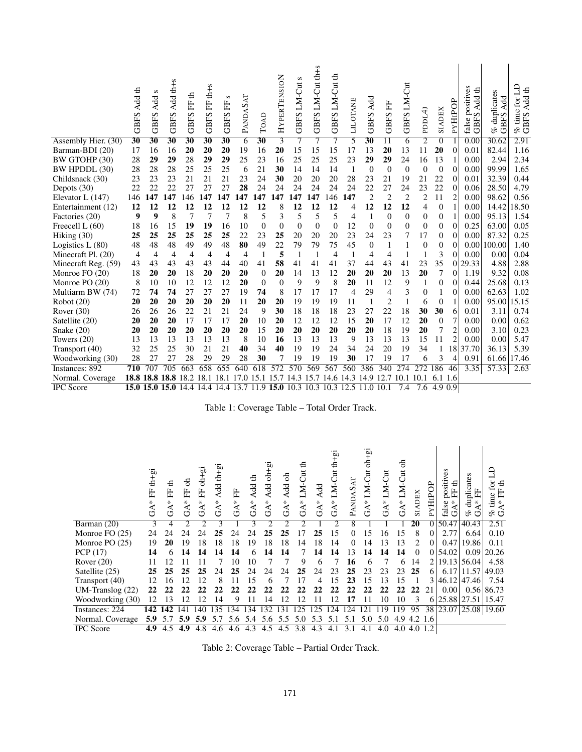| | GBFS Add th | GBFS Add s | GBFS Add th+s | GBFS FF th | GBFS FF th+s | GBFS FF s | PANDASAT | TOAD | HYPERTENSION | GBFS LM-Cut s | GBFS LM-Cut th+s | GBFS LM-Cut th | LILOTANE | GBFS Add | GBFS FF | GBFS LM-Cut | PDDL4J | SIADEX | PYHIPOP | false positives GBFS Add th | % duplicates GBFS Add | % time for LD GBFS Add th |
|---|---|---|---|---|---|---|---|---|---|---|---|---|---|---|---|---|---|---|---|---|---|---|
| Assembly Hier. (30) | **30** | **30** | **30** | **30** | **30** | **30** | 6 | **30** | 3 | 7 | 7 | 7 | 5 | **30** | 11 | 6 | 2 | 0 | 1 | 0.00 | 30.62 | 2.91 |
| Barman-BDI (20) | 17 | 16 | 16 | **20** | **20** | **20** | 19 | 16 | **20** | 15 | 15 | 15 | 17 | 13 | **20** | 13 | 11 | **20** | 0 | 0.01 | 82.44 | 1.16 |
| BW GTOHP (30) | 28 | **29** | **29** | 28 | **29** | **29** | 25 | 23 | 16 | 25 | 25 | 25 | 23 | **29** | **29** | 24 | 16 | 13 | 1 | 0.00 | 2.94 | 2.34 |
| BW HPDDL (30) | 28 | 28 | 28 | 25 | 25 | 25 | 6 | 21 | **30** | 14 | 14 | 14 | 1 | 0 | 0 | 0 | 0 | 0 | 0 | 0.00 | 99.99 | 1.65 |
| Childsnack (30) | 23 | 23 | 23 | 21 | 21 | 21 | 23 | 24 | **30** | 20 | 20 | 20 | 28 | 23 | 21 | 19 | 21 | 22 | 0 | 0.01 | 32.39 | 0.44 |
| Depots (30) | 22 | 22 | 22 | 27 | 27 | 27 | **28** | 24 | 24 | 24 | 24 | 24 | 24 | 22 | 27 | 24 | 23 | 22 | 0 | 0.06 | 28.50 | 4.79 |
| Elevator L (147) | 146 | **147** | **147** | 146 | **147** | **147** | **147** | **147** | **147** | **147** | **147** | 146 | **147** | 2 | 2 | 2 | 2 | 11 | 2 | 0.00 | 98.62 | 0.56 |
| Entertainment (12) | **12** | **12** | **12** | **12** | **12** | **12** | **12** | **12** | 8 | **12** | **12** | **12** | 4 | **12** | **12** | **12** | 4 | 0 | 1 | 0.00 | 14.42 | 18.50 |
| Factories (20) | **9** | **9** | 8 | 7 | 7 | 7 | 8 | 5 | 3 | 5 | 5 | 5 | 4 | 1 | 0 | 0 | 0 | 0 | 1 | 0.00 | 95.13 | 1.54 |
| Freecell L (60) | 18 | 16 | 15 | **19** | **19** | 16 | 10 | 0 | 0 | 0 | 0 | 0 | 12 | 0 | 0 | 0 | 0 | 0 | 0 | 0.25 | 63.00 | 0.05 |
| Hiking (30) | **25** | **25** | **25** | **25** | **25** | **25** | 22 | 23 | **25** | 20 | 20 | 20 | 23 | 24 | 23 | 7 | 17 | 0 | 0 | 0.00 | 87.32 | 0.25 |
| Logistics L (80) | 48 | 48 | 48 | 49 | 49 | 48 | **80** | 49 | 22 | 79 | 79 | 75 | 45 | 0 | 1 | 1 | 0 | 0 | 0 | 0.00 | 100.00 | 1.40 |
| Minecraft Pl. (20) | 4 | 4 | 4 | 4 | 4 | 4 | 4 | 1 | **5** | 1 | 1 | 4 | 1 | 4 | 4 | 1 | 1 | 3 | 0 | 0.00 | 0.00 | 0.04 |
| Minecraft Reg. (59) | 43 | 43 | 43 | 43 | 43 | 44 | 40 | 41 | **58** | 41 | 41 | 41 | 37 | 44 | 43 | 41 | 23 | 35 | 0 | 29.33 | 4.88 | 2.88 |
| Monroe FO (20) | 18 | **20** | **20** | 18 | **20** | **20** | **20** | 0 | **20** | 14 | 13 | 12 | **20** | **20** | **20** | 13 | **20** | 7 | 0 | 1.19 | 9.32 | 0.08 |
| Monroe PO (20) | 8 | 10 | 10 | 12 | 12 | 12 | **20** | 0 | 0 | 9 | 9 | 8 | **20** | 11 | 12 | 9 | 1 | 0 | 0 | 0.44 | 25.68 | 0.13 |
| Multiarm BW (74) | 72 | **74** | **74** | 27 | 27 | 27 | 19 | **74** | 8 | 17 | 17 | 17 | 4 | 29 | 4 | 3 | 0 | 1 | 0 | 0.00 | 62.63 | 1.02 |
| Robot (20) | **20** | **20** | **20** | **20** | **20** | **20** | 11 | **20** | **20** | 19 | 19 | 19 | 11 | 1 | 2 | 1 | 6 | 0 | 1 | 0.00 | 95.00 | 15.15 |
| Rover (30) | 26 | 26 | 26 | 22 | 21 | 21 | 24 | 9 | **30** | 18 | 18 | 18 | 23 | 27 | 22 | 18 | **30** | **30** | 6 | 0.01 | 3.11 | 0.74 |
| Satellite (20) | **20** | **20** | **20** | 17 | 17 | 17 | **20** | 10 | **20** | 12 | 12 | 12 | 15 | **20** | 17 | 12 | **20** | 0 | 7 | 0.00 | 0.00 | 0.62 |
| Snake (20) | **20** | **20** | **20** | **20** | **20** | **20** | **20** | 15 | **20** | **20** | **20** | **20** | **20** | **20** | 18 | 19 | **20** | 7 | 2 | 0.00 | 3.10 | 0.23 |
| Towers (20) | 13 | 13 | 13 | 13 | 13 | 13 | 8 | 10 | **16** | 13 | 13 | 13 | 9 | 13 | 13 | 13 | 15 | 11 | 2 | 0.00 | 0.00 | 5.47 |
| Transport (40) | 32 | 25 | 25 | 30 | 21 | 21 | **40** | 34 | **40** | 19 | 19 | 24 | 34 | 24 | 20 | 19 | 34 | 1 | 18 | 37.70 | 36.13 | 5.39 |
| Woodworking (30) | 28 | 27 | 27 | 28 | 29 | 29 | 28 | **30** | 7 | 19 | 19 | 19 | **30** | 17 | 19 | 17 | 6 | 3 | 4 | 0.91 | 61.66 | 17.46 |
| Instances: 892 | **710** | 707 | 705 | 663 | 658 | 655 | 640 | 618 | 572 | 570 | 569 | 567 | 560 | 386 | 340 | 274 | 272 | 186 | 46 | 3.35 | 57.33 | 2.63 |
| Normal. Coverage | **18.8** | **18.8** | **18.8** | 18.2 | 18.1 | 18.1 | 17.0 | 15.1 | 15.7 | 14.3 | 15.7 | 14.6 | 14.3 | 14.9 | 12.7 | 10.1 | 10.1 | 6.1 | 1.6 | | | |
| IPC Score | **15.0** | **15.0** | **15.0** | 14.4 | 14.4 | 14.4 | 13.7 | 11.9 | **15.0** | 10.3 | 10.3 | 10.3 | 12.5 | 11.0 | 10.1 | 7.4 | 7.6 | 4.9 | 0.9 | | | |

Table 1: Coverage Table – Total Order Track.

| | GA* FF th+gi | GA* FF th | GA* FF oh | GA* FF oh+gi | GA* Add th+gi | GA* FF | GA* Add th | GA* Add oh+gi | GA* Add oh | GA* LM-Cut th | GA* Add | GA* LM-Cut th+gi | PANDASAT | GA* LM-Cut oh+gi | GA* LM-Cut | GA* LM-Cut oh | SIADEX | PYHIPOP | false positives GA* FF th | % duplicates GA* FF | % time for LD GA* FF th |
|---|---|---|---|---|---|---|---|---|---|---|---|---|---|---|---|---|---|---|---|---|---|
| Barman (20) | 3 | 4 | 2 | 2 | 3 | 1 | 3 | 2 | 2 | 2 | 1 | 2 | 8 | 1 | 1 | 1 | **20** | 0 | 50.47 | 40.43 | 2.51 |
| Monroe FO (25) | 24 | 24 | 24 | 24 | **25** | 24 | 24 | **25** | **25** | 17 | **25** | 15 | 0 | 15 | 16 | 15 | 8 | 0 | 2.77 | 6.64 | 0.10 |
| Monroe PO (25) | 19 | **20** | 19 | 18 | 18 | 18 | 19 | 18 | 18 | 14 | 18 | 14 | 0 | 14 | 13 | 13 | 2 | 0 | 0.47 | 19.86 | 0.11 |
| PCP (17) | **14** | 6 | **14** | **14** | **14** | **14** | 6 | **14** | **14** | 7 | **14** | **14** | 13 | **14** | **14** | **14** | 0 | 0 | 54.02 | 0.09 | 20.26 |
| Rover (20) | 11 | 12 | 11 | 11 | 7 | 10 | 10 | 7 | 7 | 9 | 6 | 7 | **16** | 6 | 7 | 6 | 14 | 2 | 19.13 | 56.04 | 4.58 |
| Satellite (25) | **25** | **25** | **25** | **25** | 24 | **25** | 24 | 24 | 24 | **25** | 24 | 23 | **25** | 23 | 23 | 23 | **25** | 6 | 6.17 | 11.57 | 49.03 |
| Transport (40) | 12 | 16 | 12 | 12 | 8 | 11 | 15 | 6 | 7 | 17 | 4 | 15 | **23** | 15 | 13 | 15 | 1 | 3 | 46.12 | 47.46 | 7.54 |
| UM-Translog (22) | **22** | **22** | **22** | **22** | **22** | **22** | **22** | **22** | **22** | **22** | **22** | **22** | **22** | **22** | **22** | **22** | **22** | 21 | 0.00 | 0.56 | 86.73 |
| Woodworking (30) | 12 | 13 | 12 | 12 | 14 | 9 | 11 | 14 | 12 | 12 | 11 | 12 | **17** | 11 | 10 | 10 | 3 | 6 | 25.88 | 27.51 | 15.47 |
| Instances: 224 | **142** | **142** | 141 | 140 | 135 | 134 | 134 | 132 | 131 | 125 | 125 | 124 | 124 | 121 | 119 | 119 | 95 | 38 | 23.07 | 25.08 | 19.60 |
| Normal. Coverage | **5.9** | 5.7 | **5.9** | **5.9** | 5.7 | 5.6 | 5.4 | 5.6 | 5.5 | 5.0 | 5.3 | 5.1 | 5.1 | 5.0 | 5.0 | 4.9 | 4.2 | 1.6 | | | |
| IPC Score | **4.9** | 4.5 | **4.9** | 4.8 | 4.6 | 4.6 | 4.3 | 4.5 | 4.5 | 3.8 | 4.3 | 4.1 | 3.1 | 4.1 | 4.0 | 4.0 | 4.0 | 1.2 | | | |

Table 2: Coverage Table – Partial Order Track.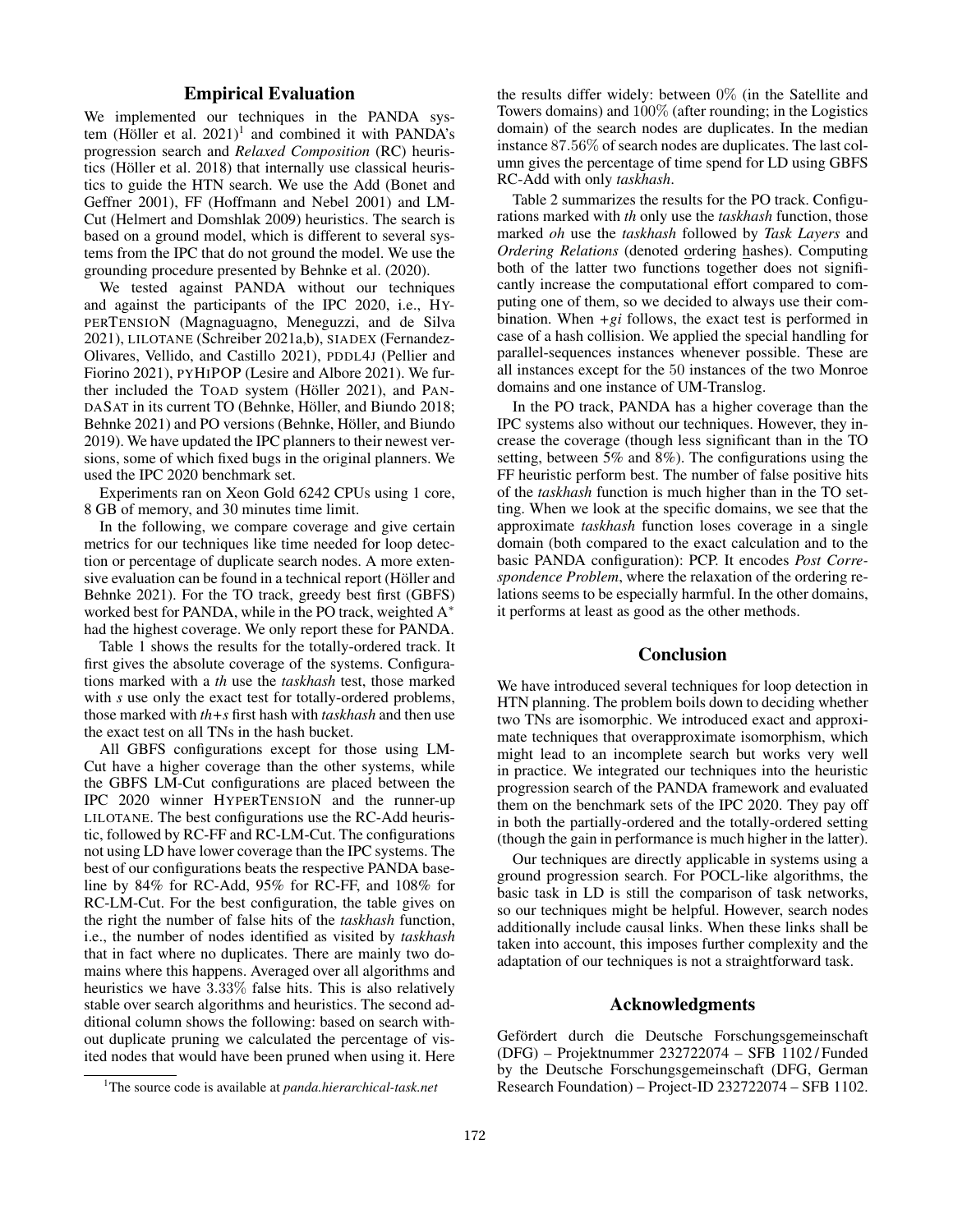## Empirical Evaluation

We implemented our techniques in the PANDA system (Höller et al. 2021)[1] and combined it with PANDA's progression search and *Relaxed Composition* (RC) heuristics (Höller et al. 2018) that internally use classical heuristics to guide the HTN search. We use the Add (Bonet and Geffner 2001), FF (Hoffmann and Nebel 2001) and LM-Cut (Helmert and Domshlak 2009) heuristics. The search is based on a ground model, which is different to several systems from the IPC that do not ground the model. We use the grounding procedure presented by Behnke et al. (2020).

We tested against PANDA without our techniques and against the participants of the IPC 2020, i.e., HYPERTENSION (Magnaguagno, Meneguzzi, and de Silva 2021), LILOTANE (Schreiber 2021a,b), SIADEX (Fernandez-Olivares, Vellido, and Castillo 2021), PDDL4J (Pellier and Fiorino 2021), PYHIPOP (Lesire and Albore 2021). We further included the TOAD system (Höller 2021), and PANDASAT in its current TO (Behnke, Höller, and Biundo 2018; Behnke 2021) and PO versions (Behnke, Höller, and Biundo 2019). We have updated the IPC planners to their newest versions, some of which fixed bugs in the original planners. We used the IPC 2020 benchmark set.

Experiments ran on Xeon Gold 6242 CPUs using 1 core, 8 GB of memory, and 30 minutes time limit.

In the following, we compare coverage and give certain metrics for our techniques like time needed for loop detection or percentage of duplicate search nodes. A more extensive evaluation can be found in a technical report (Höller and Behnke 2021). For the TO track, greedy best first (GBFS) worked best for PANDA, while in the PO track, weighted A$^*$ had the highest coverage. We only report these for PANDA.

Table 1 shows the results for the totally-ordered track. It first gives the absolute coverage of the systems. Configurations marked with a *th* use the *taskhash* test, those marked with *s* use only the exact test for totally-ordered problems, those marked with *th+s* first hash with *taskhash* and then use the exact test on all TNs in the hash bucket.

All GBFS configurations except for those using LM-Cut have a higher coverage than the other systems, while the GBFS LM-Cut configurations are placed between the IPC 2020 winner HYPERTENSION and the runner-up LILOTANE. The best configurations use the RC-Add heuristic, followed by RC-FF and RC-LM-Cut. The configurations not using LD have lower coverage than the IPC systems. The best of our configurations beats the respective PANDA baseline by 84% for RC-Add, 95% for RC-FF, and 108% for RC-LM-Cut. For the best configuration, the table gives on the right the number of false hits of the *taskhash* function, i.e., the number of nodes identified as visited by *taskhash* that in fact where no duplicates. There are mainly two domains where this happens. Averaged over all algorithms and heuristics we have $3.33\%$ false hits. This is also relatively stable over search algorithms and heuristics. The second additional column shows the following: based on search without duplicate pruning we calculated the percentage of visited nodes that would have been pruned when using it. Here the results differ widely: between $0\%$ (in the Satellite and Towers domains) and $100\%$ (after rounding; in the Logistics domain) of the search nodes are duplicates. In the median instance $87.56\%$ of search nodes are duplicates. The last column gives the percentage of time spend for LD using GBFS RC-Add with only *taskhash*.

Table 2 summarizes the results for the PO track. Configurations marked with *th* only use the *taskhash* function, those marked *oh* use the *taskhash* followed by *Task Layers* and *Ordering Relations* (denoted ordering hashes). Computing both of the latter two functions together does not significantly increase the computational effort compared to computing one of them, so we decided to always use their combination. When *+gi* follows, the exact test is performed in case of a hash collision. We applied the special handling for parallel-sequences instances whenever possible. These are all instances except for the $50$ instances of the two Monroe domains and one instance of UM-Translog.

In the PO track, PANDA has a higher coverage than the IPC systems also without our techniques. However, they increase the coverage (though less significant than in the TO setting, between 5% and 8%). The configurations using the FF heuristic perform best. The number of false positive hits of the *taskhash* function is much higher than in the TO setting. When we look at the specific domains, we see that the approximate *taskhash* function loses coverage in a single domain (both compared to the exact calculation and to the basic PANDA configuration): PCP. It encodes *Post Correspondence Problem*, where the relaxation of the ordering relations seems to be especially harmful. In the other domains, it performs at least as good as the other methods.

## Conclusion

We have introduced several techniques for loop detection in HTN planning. The problem boils down to deciding whether two TNs are isomorphic. We introduced exact and approximate techniques that overapproximate isomorphism, which might lead to an incomplete search but works very well in practice. We integrated our techniques into the heuristic progression search of the PANDA framework and evaluated them on the benchmark sets of the IPC 2020. They pay off in both the partially-ordered and the totally-ordered setting (though the gain in performance is much higher in the latter).

Our techniques are directly applicable in systems using a ground progression search. For POCL-like algorithms, the basic task in LD is still the comparison of task networks, so our techniques might be helpful. However, search nodes additionally include causal links. When these links shall be taken into account, this imposes further complexity and the adaptation of our techniques is not a straightforward task.

## Acknowledgments

Gefördert durch die Deutsche Forschungsgemeinschaft (DFG) – Projektnummer 232722074 – SFB 1102 / Funded by the Deutsche Forschungsgemeinschaft (DFG, German Research Foundation) – Project-ID 232722074 – SFB 1102.

[1]The source code is available at *panda.hierarchical-task.net*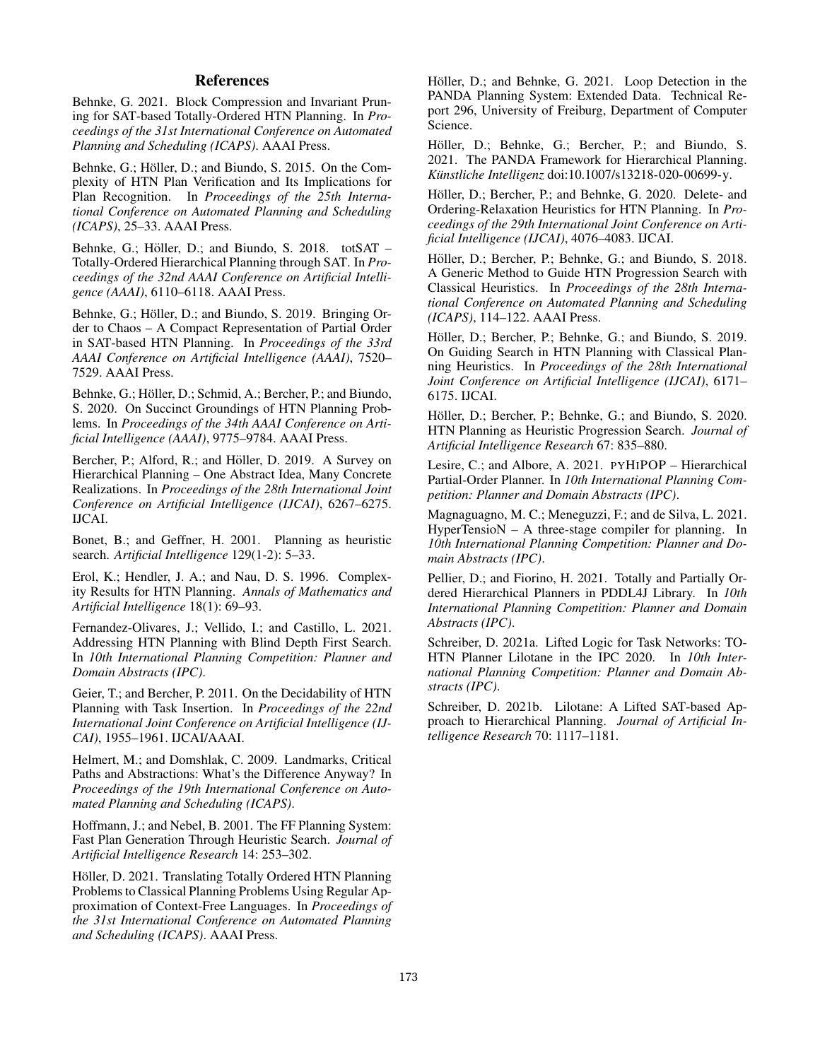## References

Behnke, G. 2021. Block Compression and Invariant Pruning for SAT-based Totally-Ordered HTN Planning. In *Proceedings of the 31st International Conference on Automated Planning and Scheduling (ICAPS)*. AAAI Press.

Behnke, G.; Höller, D.; and Biundo, S. 2015. On the Complexity of HTN Plan Verification and Its Implications for Plan Recognition. In *Proceedings of the 25th International Conference on Automated Planning and Scheduling (ICAPS)*, 25–33. AAAI Press.

Behnke, G.; Höller, D.; and Biundo, S. 2018. totSAT – Totally-Ordered Hierarchical Planning through SAT. In *Proceedings of the 32nd AAAI Conference on Artificial Intelligence (AAAI)*, 6110–6118. AAAI Press.

Behnke, G.; Höller, D.; and Biundo, S. 2019. Bringing Order to Chaos – A Compact Representation of Partial Order in SAT-based HTN Planning. In *Proceedings of the 33rd AAAI Conference on Artificial Intelligence (AAAI)*, 7520–7529. AAAI Press.

Behnke, G.; Höller, D.; Schmid, A.; Bercher, P.; and Biundo, S. 2020. On Succinct Groundings of HTN Planning Problems. In *Proceedings of the 34th AAAI Conference on Artificial Intelligence (AAAI)*, 9775–9784. AAAI Press.

Bercher, P.; Alford, R.; and Höller, D. 2019. A Survey on Hierarchical Planning – One Abstract Idea, Many Concrete Realizations. In *Proceedings of the 28th International Joint Conference on Artificial Intelligence (IJCAI)*, 6267–6275. IJCAI.

Bonet, B.; and Geffner, H. 2001. Planning as heuristic search. *Artificial Intelligence* 129(1-2): 5–33.

Erol, K.; Hendler, J. A.; and Nau, D. S. 1996. Complexity Results for HTN Planning. *Annals of Mathematics and Artificial Intelligence* 18(1): 69–93.

Fernandez-Olivares, J.; Vellido, I.; and Castillo, L. 2021. Addressing HTN Planning with Blind Depth First Search. In *10th International Planning Competition: Planner and Domain Abstracts (IPC)*.

Geier, T.; and Bercher, P. 2011. On the Decidability of HTN Planning with Task Insertion. In *Proceedings of the 22nd International Joint Conference on Artificial Intelligence (IJCAI)*, 1955–1961. IJCAI/AAAI.

Helmert, M.; and Domshlak, C. 2009. Landmarks, Critical Paths and Abstractions: What's the Difference Anyway? In *Proceedings of the 19th International Conference on Automated Planning and Scheduling (ICAPS)*.

Hoffmann, J.; and Nebel, B. 2001. The FF Planning System: Fast Plan Generation Through Heuristic Search. *Journal of Artificial Intelligence Research* 14: 253–302.

Höller, D. 2021. Translating Totally Ordered HTN Planning Problems to Classical Planning Problems Using Regular Approximation of Context-Free Languages. In *Proceedings of the 31st International Conference on Automated Planning and Scheduling (ICAPS)*. AAAI Press.

Höller, D.; and Behnke, G. 2021. Loop Detection in the PANDA Planning System: Extended Data. Technical Report 296, University of Freiburg, Department of Computer Science.

Höller, D.; Behnke, G.; Bercher, P.; and Biundo, S. 2021. The PANDA Framework for Hierarchical Planning. *Künstliche Intelligenz* doi:10.1007/s13218-020-00699-y.

Höller, D.; Bercher, P.; and Behnke, G. 2020. Delete- and Ordering-Relaxation Heuristics for HTN Planning. In *Proceedings of the 29th International Joint Conference on Artificial Intelligence (IJCAI)*, 4076–4083. IJCAI.

Höller, D.; Bercher, P.; Behnke, G.; and Biundo, S. 2018. A Generic Method to Guide HTN Progression Search with Classical Heuristics. In *Proceedings of the 28th International Conference on Automated Planning and Scheduling (ICAPS)*, 114–122. AAAI Press.

Höller, D.; Bercher, P.; Behnke, G.; and Biundo, S. 2019. On Guiding Search in HTN Planning with Classical Planning Heuristics. In *Proceedings of the 28th International Joint Conference on Artificial Intelligence (IJCAI)*, 6171–6175. IJCAI.

Höller, D.; Bercher, P.; Behnke, G.; and Biundo, S. 2020. HTN Planning as Heuristic Progression Search. *Journal of Artificial Intelligence Research* 67: 835–880.

Lesire, C.; and Albore, A. 2021. PYHIPOP – Hierarchical Partial-Order Planner. In *10th International Planning Competition: Planner and Domain Abstracts (IPC)*.

Magnaguagno, M. C.; Meneguzzi, F.; and de Silva, L. 2021. HyperTensioN – A three-stage compiler for planning. In *10th International Planning Competition: Planner and Domain Abstracts (IPC)*.

Pellier, D.; and Fiorino, H. 2021. Totally and Partially Ordered Hierarchical Planners in PDDL4J Library. In *10th International Planning Competition: Planner and Domain Abstracts (IPC)*.

Schreiber, D. 2021a. Lifted Logic for Task Networks: TO-HTN Planner Lilotane in the IPC 2020. In *10th International Planning Competition: Planner and Domain Abstracts (IPC)*.

Schreiber, D. 2021b. Lilotane: A Lifted SAT-based Approach to Hierarchical Planning. *Journal of Artificial Intelligence Research* 70: 1117–1181.